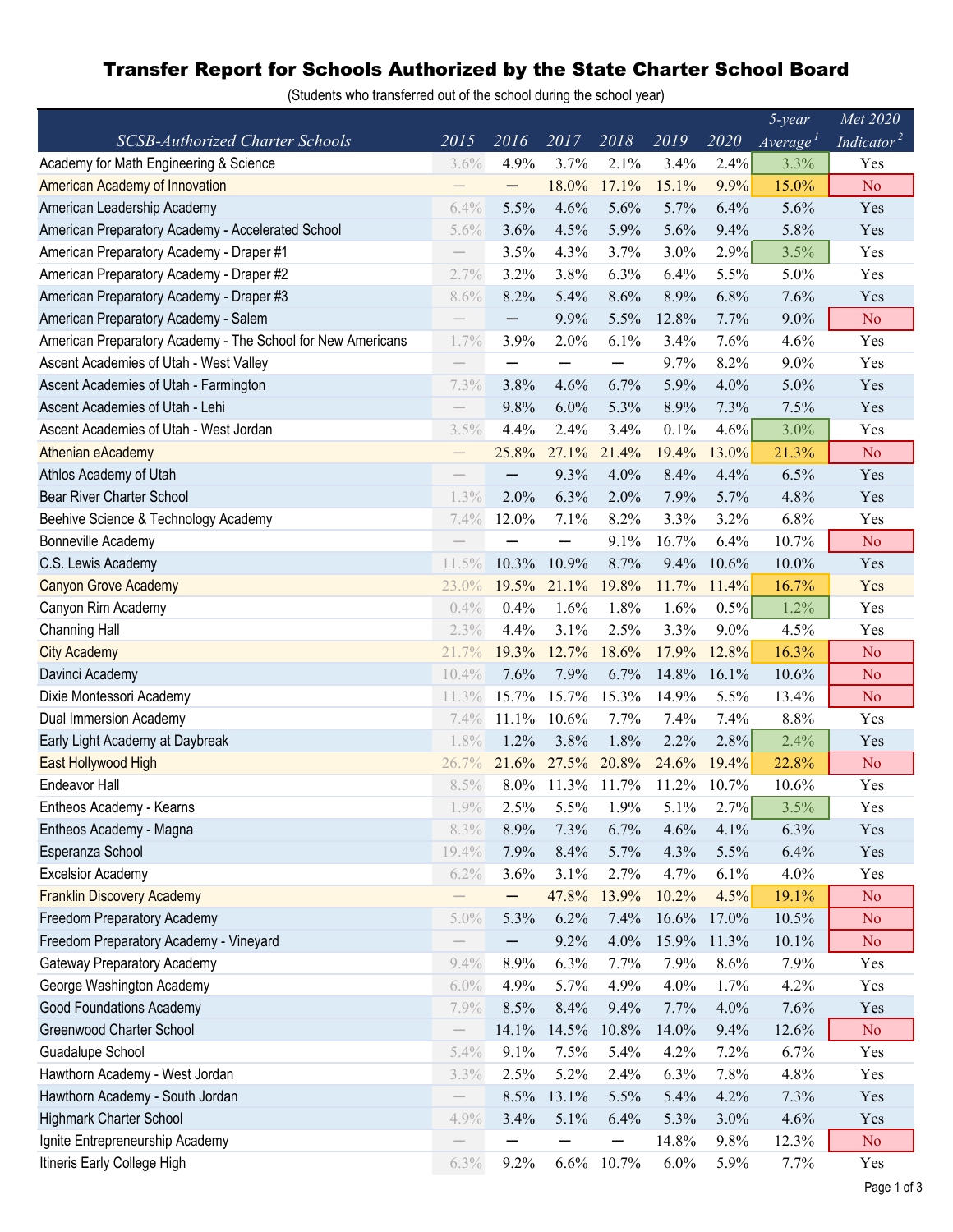# Transfer Report for Schools Authorized by the State Charter School Board

(Students who transferred out of the school during the school year)

| SCSB-Authorized Charter Schools | 2015 | 2016 | 2017 | 2018 | 2019 | 2020 | 5-year Average[1] | Met 2020 Indicator[2] |
|---|---|---|---|---|---|---|---|---|
| Academy for Math Engineering & Science | 3.6% | 4.9% | 3.7% | 2.1% | 3.4% | 2.4% | 3.3% | Yes |
| American Academy of Innovation | — | — | 18.0% | 17.1% | 15.1% | 9.9% | 15.0% | No |
| American Leadership Academy | 6.4% | 5.5% | 4.6% | 5.6% | 5.7% | 6.4% | 5.6% | Yes |
| American Preparatory Academy - Accelerated School | 5.6% | 3.6% | 4.5% | 5.9% | 5.6% | 9.4% | 5.8% | Yes |
| American Preparatory Academy - Draper #1 | — | 3.5% | 4.3% | 3.7% | 3.0% | 2.9% | 3.5% | Yes |
| American Preparatory Academy - Draper #2 | 2.7% | 3.2% | 3.8% | 6.3% | 6.4% | 5.5% | 5.0% | Yes |
| American Preparatory Academy - Draper #3 | 8.6% | 8.2% | 5.4% | 8.6% | 8.9% | 6.8% | 7.6% | Yes |
| American Preparatory Academy - Salem | — | — | 9.9% | 5.5% | 12.8% | 7.7% | 9.0% | No |
| American Preparatory Academy - The School for New Americans | 1.7% | 3.9% | 2.0% | 6.1% | 3.4% | 7.6% | 4.6% | Yes |
| Ascent Academies of Utah - West Valley | — | — | — | — | 9.7% | 8.2% | 9.0% | Yes |
| Ascent Academies of Utah - Farmington | 7.3% | 3.8% | 4.6% | 6.7% | 5.9% | 4.0% | 5.0% | Yes |
| Ascent Academies of Utah - Lehi | — | 9.8% | 6.0% | 5.3% | 8.9% | 7.3% | 7.5% | Yes |
| Ascent Academies of Utah - West Jordan | 3.5% | 4.4% | 2.4% | 3.4% | 0.1% | 4.6% | 3.0% | Yes |
| Athenian eAcademy | — | 25.8% | 27.1% | 21.4% | 19.4% | 13.0% | 21.3% | No |
| Athlos Academy of Utah | — | — | 9.3% | 4.0% | 8.4% | 4.4% | 6.5% | Yes |
| Bear River Charter School | 1.3% | 2.0% | 6.3% | 2.0% | 7.9% | 5.7% | 4.8% | Yes |
| Beehive Science & Technology Academy | 7.4% | 12.0% | 7.1% | 8.2% | 3.3% | 3.2% | 6.8% | Yes |
| Bonneville Academy | — | — | — | 9.1% | 16.7% | 6.4% | 10.7% | No |
| C.S. Lewis Academy | 11.5% | 10.3% | 10.9% | 8.7% | 9.4% | 10.6% | 10.0% | Yes |
| Canyon Grove Academy | 23.0% | 19.5% | 21.1% | 19.8% | 11.7% | 11.4% | 16.7% | Yes |
| Canyon Rim Academy | 0.4% | 0.4% | 1.6% | 1.8% | 1.6% | 0.5% | 1.2% | Yes |
| Channing Hall | 2.3% | 4.4% | 3.1% | 2.5% | 3.3% | 9.0% | 4.5% | Yes |
| City Academy | 21.7% | 19.3% | 12.7% | 18.6% | 17.9% | 12.8% | 16.3% | No |
| Davinci Academy | 10.4% | 7.6% | 7.9% | 6.7% | 14.8% | 16.1% | 10.6% | No |
| Dixie Montessori Academy | 11.3% | 15.7% | 15.7% | 15.3% | 14.9% | 5.5% | 13.4% | No |
| Dual Immersion Academy | 7.4% | 11.1% | 10.6% | 7.7% | 7.4% | 7.4% | 8.8% | Yes |
| Early Light Academy at Daybreak | 1.8% | 1.2% | 3.8% | 1.8% | 2.2% | 2.8% | 2.4% | Yes |
| East Hollywood High | 26.7% | 21.6% | 27.5% | 20.8% | 24.6% | 19.4% | 22.8% | No |
| Endeavor Hall | 8.5% | 8.0% | 11.3% | 11.7% | 11.2% | 10.7% | 10.6% | Yes |
| Entheos Academy - Kearns | 1.9% | 2.5% | 5.5% | 1.9% | 5.1% | 2.7% | 3.5% | Yes |
| Entheos Academy - Magna | 8.3% | 8.9% | 7.3% | 6.7% | 4.6% | 4.1% | 6.3% | Yes |
| Esperanza School | 19.4% | 7.9% | 8.4% | 5.7% | 4.3% | 5.5% | 6.4% | Yes |
| Excelsior Academy | 6.2% | 3.6% | 3.1% | 2.7% | 4.7% | 6.1% | 4.0% | Yes |
| Franklin Discovery Academy | — | — | 47.8% | 13.9% | 10.2% | 4.5% | 19.1% | No |
| Freedom Preparatory Academy | 5.0% | 5.3% | 6.2% | 7.4% | 16.6% | 17.0% | 10.5% | No |
| Freedom Preparatory Academy - Vineyard | — | — | 9.2% | 4.0% | 15.9% | 11.3% | 10.1% | No |
| Gateway Preparatory Academy | 9.4% | 8.9% | 6.3% | 7.7% | 7.9% | 8.6% | 7.9% | Yes |
| George Washington Academy | 6.0% | 4.9% | 5.7% | 4.9% | 4.0% | 1.7% | 4.2% | Yes |
| Good Foundations Academy | 7.9% | 8.5% | 8.4% | 9.4% | 7.7% | 4.0% | 7.6% | Yes |
| Greenwood Charter School | — | 14.1% | 14.5% | 10.8% | 14.0% | 9.4% | 12.6% | No |
| Guadalupe School | 5.4% | 9.1% | 7.5% | 5.4% | 4.2% | 7.2% | 6.7% | Yes |
| Hawthorn Academy - West Jordan | 3.3% | 2.5% | 5.2% | 2.4% | 6.3% | 7.8% | 4.8% | Yes |
| Hawthorn Academy - South Jordan | — | 8.5% | 13.1% | 5.5% | 5.4% | 4.2% | 7.3% | Yes |
| Highmark Charter School | 4.9% | 3.4% | 5.1% | 6.4% | 5.3% | 3.0% | 4.6% | Yes |
| Ignite Entrepreneurship Academy | — | — | — | — | 14.8% | 9.8% | 12.3% | No |
| Itineris Early College High | 6.3% | 9.2% | 6.6% | 10.7% | 6.0% | 5.9% | 7.7% | Yes |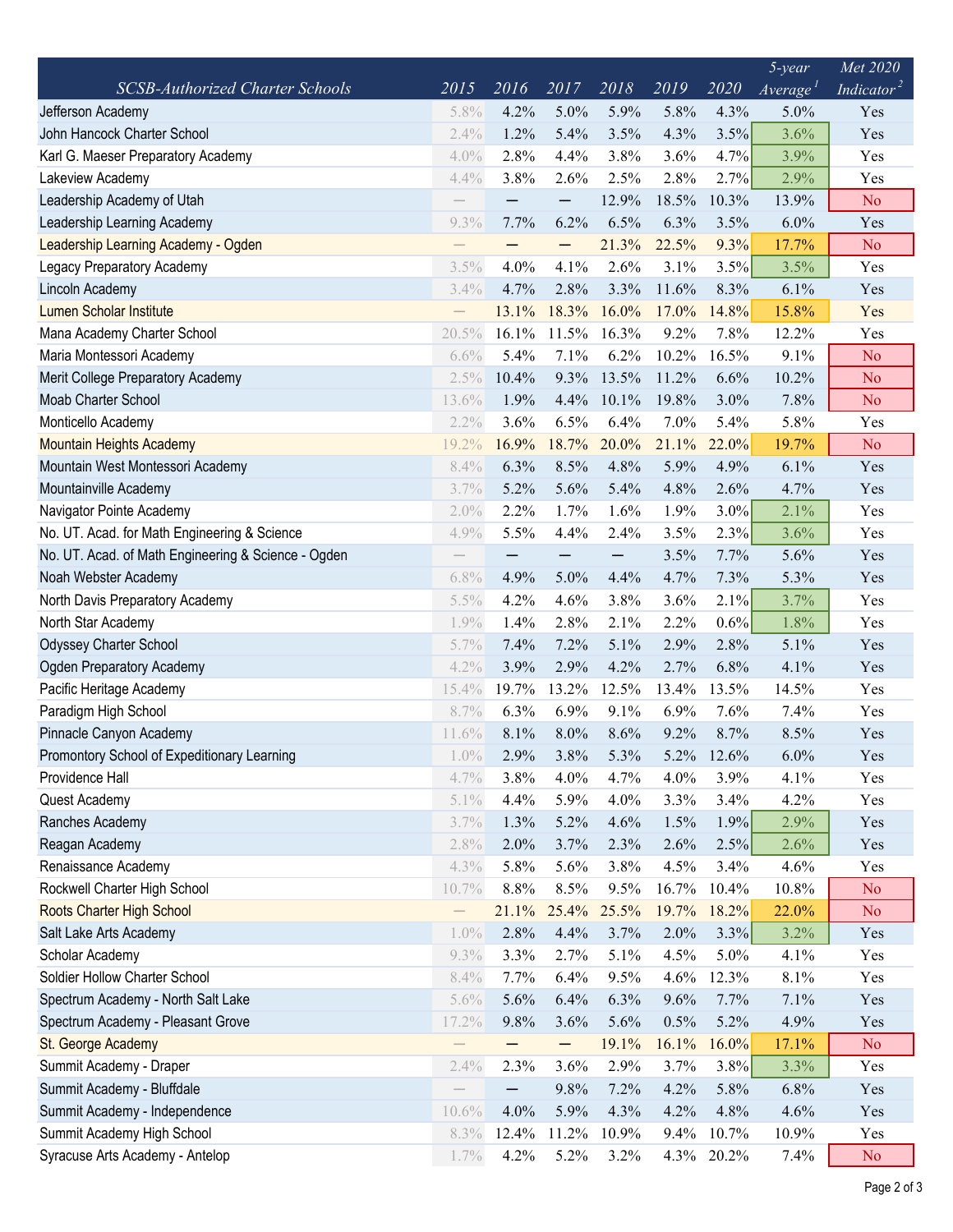| SCSB-Authorized Charter Schools | 2015 | 2016 | 2017 | 2018 | 2019 | 2020 | 5-year Average[1] | Met 2020 Indicator[2] |
|---|---|---|---|---|---|---|---|---|
| Jefferson Academy | 5.8% | 4.2% | 5.0% | 5.9% | 5.8% | 4.3% | 5.0% | Yes |
| John Hancock Charter School | 2.4% | 1.2% | 5.4% | 3.5% | 4.3% | 3.5% | 3.6% | Yes |
| Karl G. Maeser Preparatory Academy | 4.0% | 2.8% | 4.4% | 3.8% | 3.6% | 4.7% | 3.9% | Yes |
| Lakeview Academy | 4.4% | 3.8% | 2.6% | 2.5% | 2.8% | 2.7% | 2.9% | Yes |
| Leadership Academy of Utah | — | — | — | 12.9% | 18.5% | 10.3% | 13.9% | No |
| Leadership Learning Academy | 9.3% | 7.7% | 6.2% | 6.5% | 6.3% | 3.5% | 6.0% | Yes |
| Leadership Learning Academy - Ogden | — | — | — | 21.3% | 22.5% | 9.3% | 17.7% | No |
| Legacy Preparatory Academy | 3.5% | 4.0% | 4.1% | 2.6% | 3.1% | 3.5% | 3.5% | Yes |
| Lincoln Academy | 3.4% | 4.7% | 2.8% | 3.3% | 11.6% | 8.3% | 6.1% | Yes |
| Lumen Scholar Institute | — | 13.1% | 18.3% | 16.0% | 17.0% | 14.8% | 15.8% | Yes |
| Mana Academy Charter School | 20.5% | 16.1% | 11.5% | 16.3% | 9.2% | 7.8% | 12.2% | Yes |
| Maria Montessori Academy | 6.6% | 5.4% | 7.1% | 6.2% | 10.2% | 16.5% | 9.1% | No |
| Merit College Preparatory Academy | 2.5% | 10.4% | 9.3% | 13.5% | 11.2% | 6.6% | 10.2% | No |
| Moab Charter School | 13.6% | 1.9% | 4.4% | 10.1% | 19.8% | 3.0% | 7.8% | No |
| Monticello Academy | 2.2% | 3.6% | 6.5% | 6.4% | 7.0% | 5.4% | 5.8% | Yes |
| Mountain Heights Academy | 19.2% | 16.9% | 18.7% | 20.0% | 21.1% | 22.0% | 19.7% | No |
| Mountain West Montessori Academy | 8.4% | 6.3% | 8.5% | 4.8% | 5.9% | 4.9% | 6.1% | Yes |
| Mountainville Academy | 3.7% | 5.2% | 5.6% | 5.4% | 4.8% | 2.6% | 4.7% | Yes |
| Navigator Pointe Academy | 2.0% | 2.2% | 1.7% | 1.6% | 1.9% | 3.0% | 2.1% | Yes |
| No. UT. Acad. for Math Engineering & Science | 4.9% | 5.5% | 4.4% | 2.4% | 3.5% | 2.3% | 3.6% | Yes |
| No. UT. Acad. of Math Engineering & Science - Ogden | — | — | — | — | 3.5% | 7.7% | 5.6% | Yes |
| Noah Webster Academy | 6.8% | 4.9% | 5.0% | 4.4% | 4.7% | 7.3% | 5.3% | Yes |
| North Davis Preparatory Academy | 5.5% | 4.2% | 4.6% | 3.8% | 3.6% | 2.1% | 3.7% | Yes |
| North Star Academy | 1.9% | 1.4% | 2.8% | 2.1% | 2.2% | 0.6% | 1.8% | Yes |
| Odyssey Charter School | 5.7% | 7.4% | 7.2% | 5.1% | 2.9% | 2.8% | 5.1% | Yes |
| Ogden Preparatory Academy | 4.2% | 3.9% | 2.9% | 4.2% | 2.7% | 6.8% | 4.1% | Yes |
| Pacific Heritage Academy | 15.4% | 19.7% | 13.2% | 12.5% | 13.4% | 13.5% | 14.5% | Yes |
| Paradigm High School | 8.7% | 6.3% | 6.9% | 9.1% | 6.9% | 7.6% | 7.4% | Yes |
| Pinnacle Canyon Academy | 11.6% | 8.1% | 8.0% | 8.6% | 9.2% | 8.7% | 8.5% | Yes |
| Promontory School of Expeditionary Learning | 1.0% | 2.9% | 3.8% | 5.3% | 5.2% | 12.6% | 6.0% | Yes |
| Providence Hall | 4.7% | 3.8% | 4.0% | 4.7% | 4.0% | 3.9% | 4.1% | Yes |
| Quest Academy | 5.1% | 4.4% | 5.9% | 4.0% | 3.3% | 3.4% | 4.2% | Yes |
| Ranches Academy | 3.7% | 1.3% | 5.2% | 4.6% | 1.5% | 1.9% | 2.9% | Yes |
| Reagan Academy | 2.8% | 2.0% | 3.7% | 2.3% | 2.6% | 2.5% | 2.6% | Yes |
| Renaissance Academy | 4.3% | 5.8% | 5.6% | 3.8% | 4.5% | 3.4% | 4.6% | Yes |
| Rockwell Charter High School | 10.7% | 8.8% | 8.5% | 9.5% | 16.7% | 10.4% | 10.8% | No |
| Roots Charter High School | — | 21.1% | 25.4% | 25.5% | 19.7% | 18.2% | 22.0% | No |
| Salt Lake Arts Academy | 1.0% | 2.8% | 4.4% | 3.7% | 2.0% | 3.3% | 3.2% | Yes |
| Scholar Academy | 9.3% | 3.3% | 2.7% | 5.1% | 4.5% | 5.0% | 4.1% | Yes |
| Soldier Hollow Charter School | 8.4% | 7.7% | 6.4% | 9.5% | 4.6% | 12.3% | 8.1% | Yes |
| Spectrum Academy - North Salt Lake | 5.6% | 5.6% | 6.4% | 6.3% | 9.6% | 7.7% | 7.1% | Yes |
| Spectrum Academy - Pleasant Grove | 17.2% | 9.8% | 3.6% | 5.6% | 0.5% | 5.2% | 4.9% | Yes |
| St. George Academy | — | — | — | 19.1% | 16.1% | 16.0% | 17.1% | No |
| Summit Academy - Draper | 2.4% | 2.3% | 3.6% | 2.9% | 3.7% | 3.8% | 3.3% | Yes |
| Summit Academy - Bluffdale | — | — | 9.8% | 7.2% | 4.2% | 5.8% | 6.8% | Yes |
| Summit Academy - Independence | 10.6% | 4.0% | 5.9% | 4.3% | 4.2% | 4.8% | 4.6% | Yes |
| Summit Academy High School | 8.3% | 12.4% | 11.2% | 10.9% | 9.4% | 10.7% | 10.9% | Yes |
| Syracuse Arts Academy - Antelop | 1.7% | 4.2% | 5.2% | 3.2% | 4.3% | 20.2% | 7.4% | No |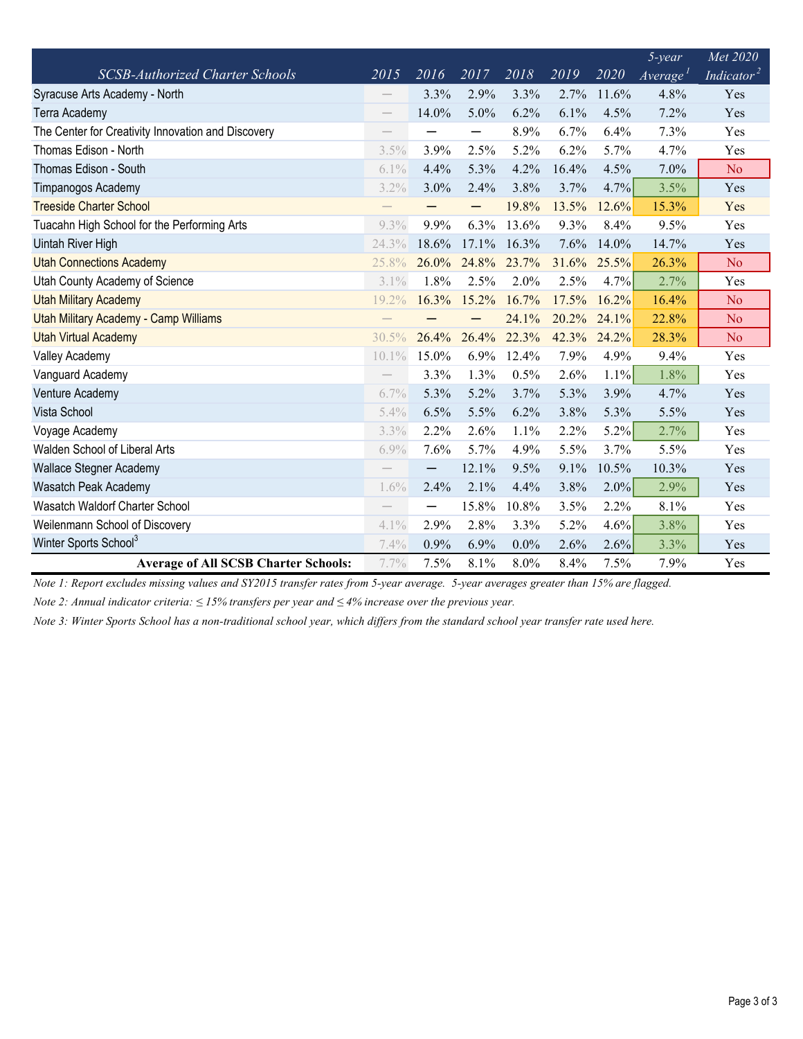| SCSB-Authorized Charter Schools | 2015 | 2016 | 2017 | 2018 | 2019 | 2020 | 5-year Average[1] | Met 2020 Indicator[2] |
|---|---|---|---|---|---|---|---|---|
| Syracuse Arts Academy - North | — | 3.3% | 2.9% | 3.3% | 2.7% | 11.6% | 4.8% | Yes |
| Terra Academy | — | 14.0% | 5.0% | 6.2% | 6.1% | 4.5% | 7.2% | Yes |
| The Center for Creativity Innovation and Discovery | — | — | — | 8.9% | 6.7% | 6.4% | 7.3% | Yes |
| Thomas Edison - North | 3.5% | 3.9% | 2.5% | 5.2% | 6.2% | 5.7% | 4.7% | Yes |
| Thomas Edison - South | 6.1% | 4.4% | 5.3% | 4.2% | 16.4% | 4.5% | 7.0% | No |
| Timpanogos Academy | 3.2% | 3.0% | 2.4% | 3.8% | 3.7% | 4.7% | 3.5% | Yes |
| Treeside Charter School | — | — | — | 19.8% | 13.5% | 12.6% | 15.3% | Yes |
| Tuacahn High School for the Performing Arts | 9.3% | 9.9% | 6.3% | 13.6% | 9.3% | 8.4% | 9.5% | Yes |
| Uintah River High | 24.3% | 18.6% | 17.1% | 16.3% | 7.6% | 14.0% | 14.7% | Yes |
| Utah Connections Academy | 25.8% | 26.0% | 24.8% | 23.7% | 31.6% | 25.5% | 26.3% | No |
| Utah County Academy of Science | 3.1% | 1.8% | 2.5% | 2.0% | 2.5% | 4.7% | 2.7% | Yes |
| Utah Military Academy | 19.2% | 16.3% | 15.2% | 16.7% | 17.5% | 16.2% | 16.4% | No |
| Utah Military Academy - Camp Williams | — | — | — | 24.1% | 20.2% | 24.1% | 22.8% | No |
| Utah Virtual Academy | 30.5% | 26.4% | 26.4% | 22.3% | 42.3% | 24.2% | 28.3% | No |
| Valley Academy | 10.1% | 15.0% | 6.9% | 12.4% | 7.9% | 4.9% | 9.4% | Yes |
| Vanguard Academy | — | 3.3% | 1.3% | 0.5% | 2.6% | 1.1% | 1.8% | Yes |
| Venture Academy | 6.7% | 5.3% | 5.2% | 3.7% | 5.3% | 3.9% | 4.7% | Yes |
| Vista School | 5.4% | 6.5% | 5.5% | 6.2% | 3.8% | 5.3% | 5.5% | Yes |
| Voyage Academy | 3.3% | 2.2% | 2.6% | 1.1% | 2.2% | 5.2% | 2.7% | Yes |
| Walden School of Liberal Arts | 6.9% | 7.6% | 5.7% | 4.9% | 5.5% | 3.7% | 5.5% | Yes |
| Wallace Stegner Academy | — | — | 12.1% | 9.5% | 9.1% | 10.5% | 10.3% | Yes |
| Wasatch Peak Academy | 1.6% | 2.4% | 2.1% | 4.4% | 3.8% | 2.0% | 2.9% | Yes |
| Wasatch Waldorf Charter School | — | — | 15.8% | 10.8% | 3.5% | 2.2% | 8.1% | Yes |
| Weilenmann School of Discovery | 4.1% | 2.9% | 2.8% | 3.3% | 5.2% | 4.6% | 3.8% | Yes |
| Winter Sports School[3] | 7.4% | 0.9% | 6.9% | 0.0% | 2.6% | 2.6% | 3.3% | Yes |
| **Average of All SCSB Charter Schools:** | 7.7% | 7.5% | 8.1% | 8.0% | 8.4% | 7.5% | 7.9% | Yes |

*Note 1: Report excludes missing values and SY2015 transfer rates from 5-year average. 5-year averages greater than 15% are flagged.*

*Note 2: Annual indicator criteria: ≤ 15% transfers per year and ≤ 4% increase over the previous year.*

*Note 3: Winter Sports School has a non-traditional school year, which differs from the standard school year transfer rate used here.*